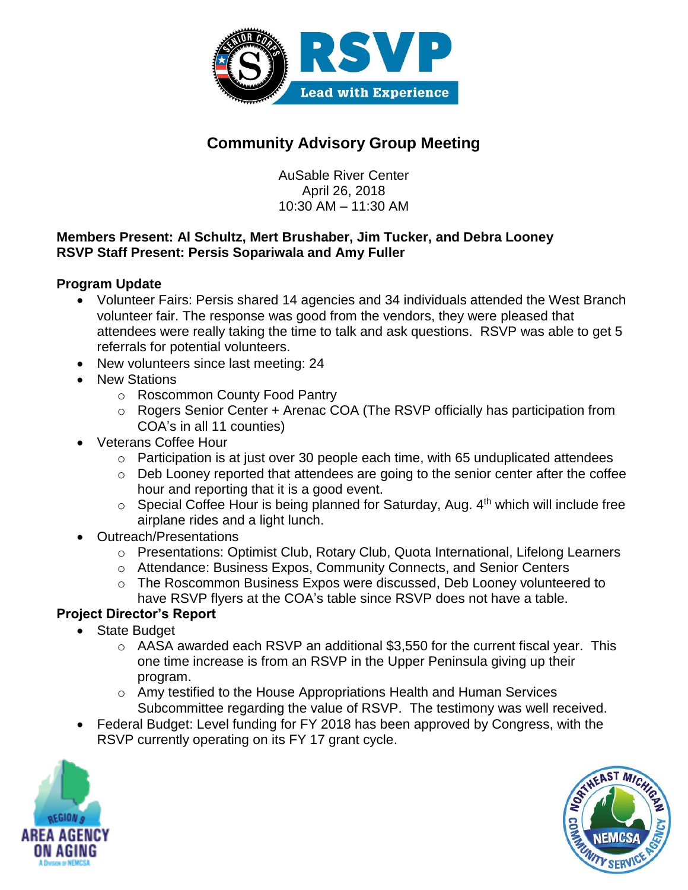# Community Advisory Group Meeting

AuSable River Center
April 26, 2018
10:30 AM – 11:30 AM

**Members Present: Al Schultz, Mert Brushaber, Jim Tucker, and Debra Looney**
**RSVP Staff Present: Persis Sopariwala and Amy Fuller**

### Program Update

- Volunteer Fairs: Persis shared 14 agencies and 34 individuals attended the West Branch volunteer fair. The response was good from the vendors, they were pleased that attendees were really taking the time to talk and ask questions. RSVP was able to get 5 referrals for potential volunteers.
- New volunteers since last meeting: 24
- New Stations
  - Roscommon County Food Pantry
  - Rogers Senior Center + Arenac COA (The RSVP officially has participation from COA's in all 11 counties)
- Veterans Coffee Hour
  - Participation is at just over 30 people each time, with 65 unduplicated attendees
  - Deb Looney reported that attendees are going to the senior center after the coffee hour and reporting that it is a good event.
  - Special Coffee Hour is being planned for Saturday, Aug. 4th which will include free airplane rides and a light lunch.
- Outreach/Presentations
  - Presentations: Optimist Club, Rotary Club, Quota International, Lifelong Learners
  - Attendance: Business Expos, Community Connects, and Senior Centers
  - The Roscommon Business Expos were discussed, Deb Looney volunteered to have RSVP flyers at the COA's table since RSVP does not have a table.

### Project Director's Report

- State Budget
  - AASA awarded each RSVP an additional $3,550 for the current fiscal year. This one time increase is from an RSVP in the Upper Peninsula giving up their program.
  - Amy testified to the House Appropriations Health and Human Services Subcommittee regarding the value of RSVP. The testimony was well received.
- Federal Budget: Level funding for FY 2018 has been approved by Congress, with the RSVP currently operating on its FY 17 grant cycle.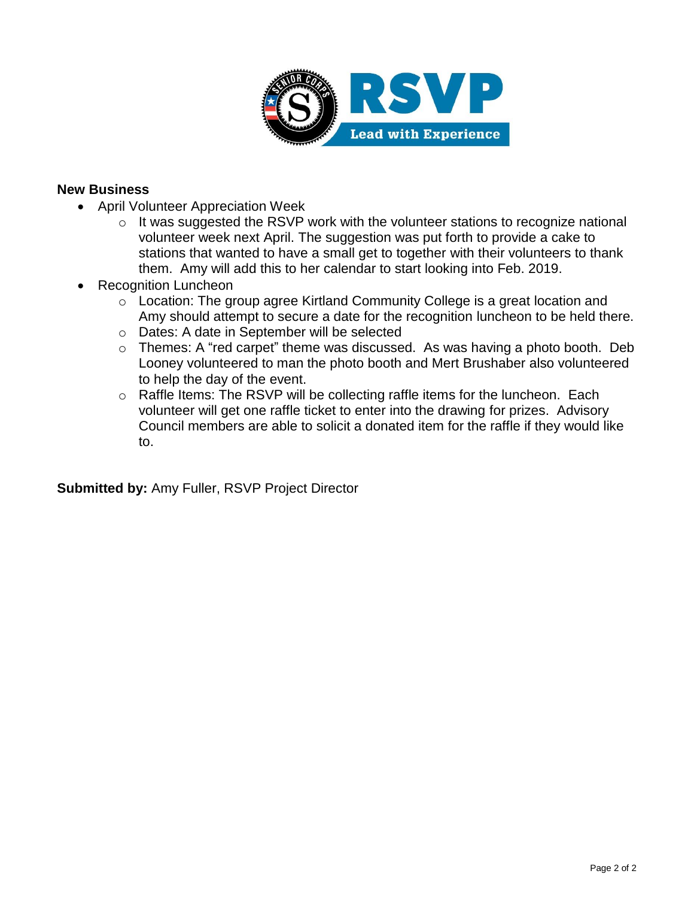## New Business

- April Volunteer Appreciation Week
  - It was suggested the RSVP work with the volunteer stations to recognize national volunteer week next April. The suggestion was put forth to provide a cake to stations that wanted to have a small get to together with their volunteers to thank them. Amy will add this to her calendar to start looking into Feb. 2019.
- Recognition Luncheon
  - Location: The group agree Kirtland Community College is a great location and Amy should attempt to secure a date for the recognition luncheon to be held there.
  - Dates: A date in September will be selected
  - Themes: A "red carpet" theme was discussed. As was having a photo booth. Deb Looney volunteered to man the photo booth and Mert Brushaber also volunteered to help the day of the event.
  - Raffle Items: The RSVP will be collecting raffle items for the luncheon. Each volunteer will get one raffle ticket to enter into the drawing for prizes. Advisory Council members are able to solicit a donated item for the raffle if they would like to.

**Submitted by:** Amy Fuller, RSVP Project Director